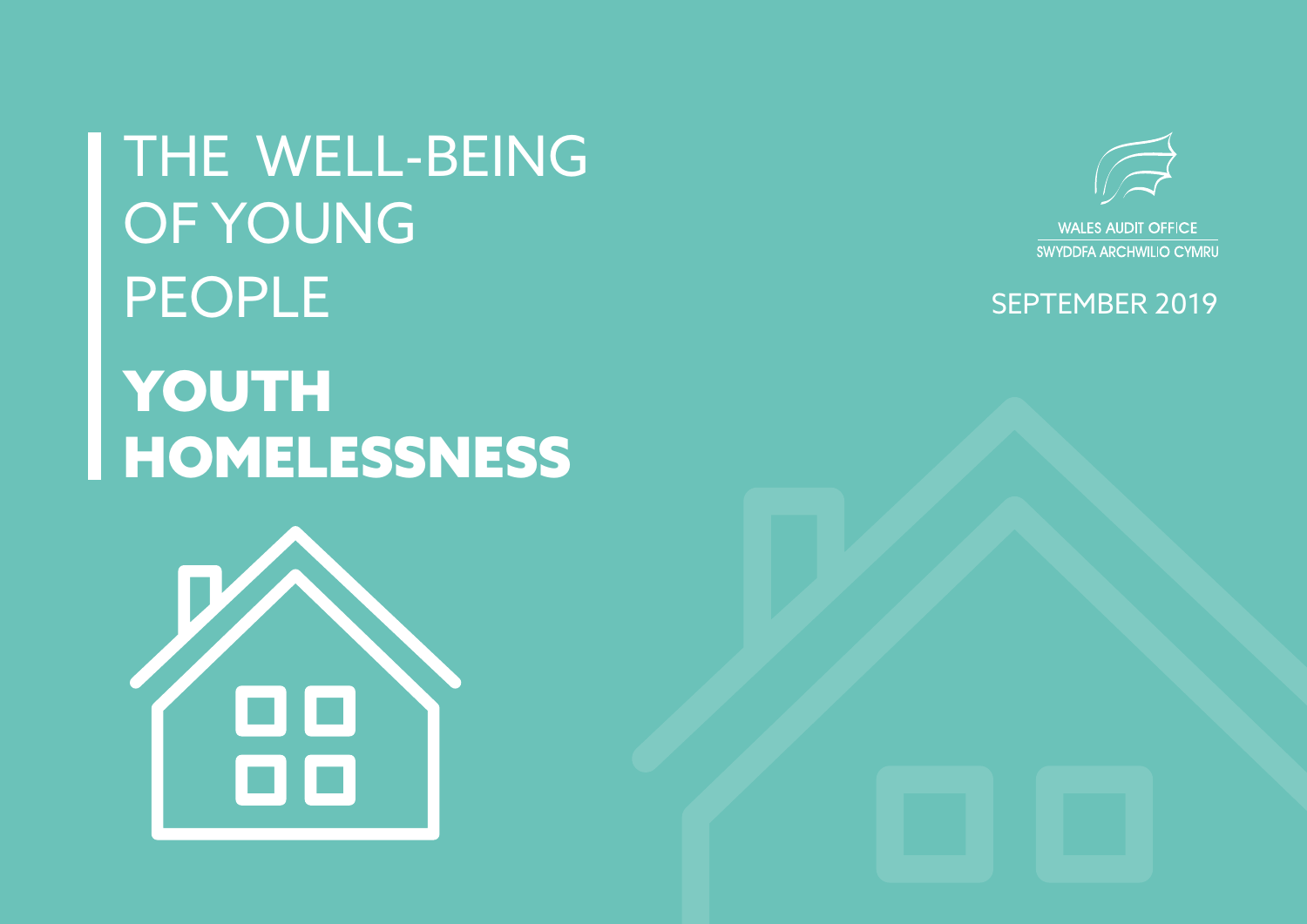# THE WELL-BEING OF YOUNG PEOPLE

# YOUTH HOMELESSNESS

WALES AUDIT OFFICE
SWYDDFA ARCHWILIO CYMRU

SEPTEMBER 2019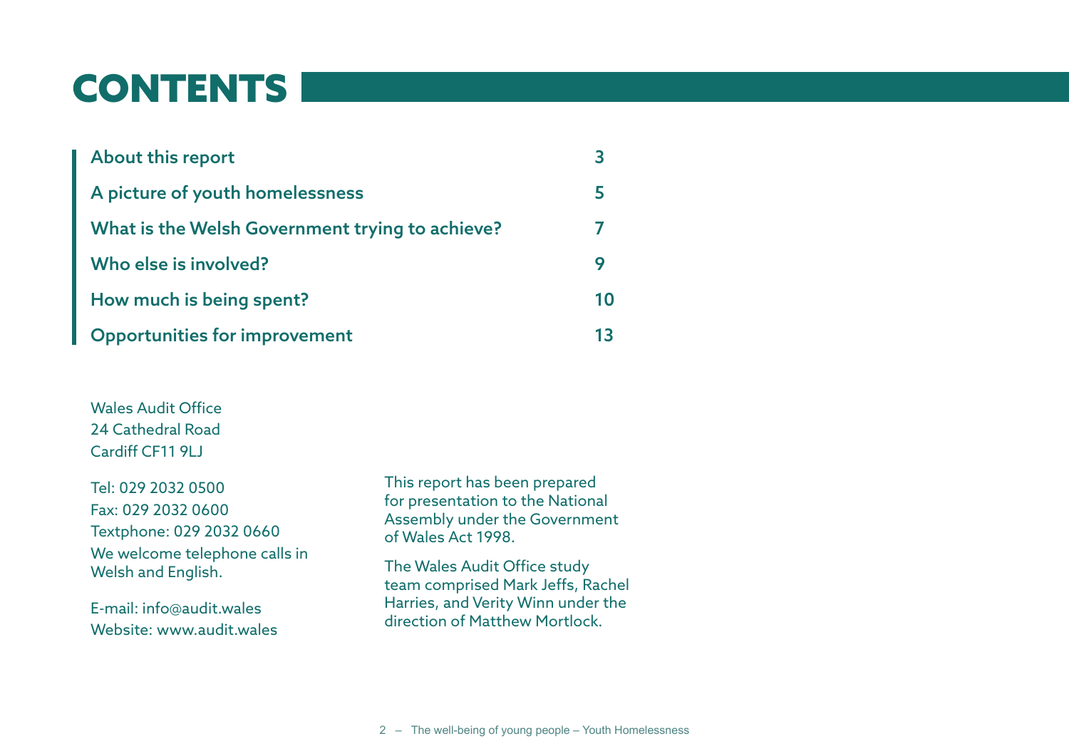# CONTENTS

| | |
|---|---|
| About this report | 3 |
| A picture of youth homelessness | 5 |
| What is the Welsh Government trying to achieve? | 7 |
| Who else is involved? | 9 |
| How much is being spent? | 10 |
| Opportunities for improvement | 13 |

Wales Audit Office
24 Cathedral Road
Cardiff CF11 9LJ

Tel: 029 2032 0500
Fax: 029 2032 0600
Textphone: 029 2032 0660
We welcome telephone calls in Welsh and English.

E-mail: info@audit.wales
Website: www.audit.wales

This report has been prepared for presentation to the National Assembly under the Government of Wales Act 1998.

The Wales Audit Office study team comprised Mark Jeffs, Rachel Harries, and Verity Winn under the direction of Matthew Mortlock.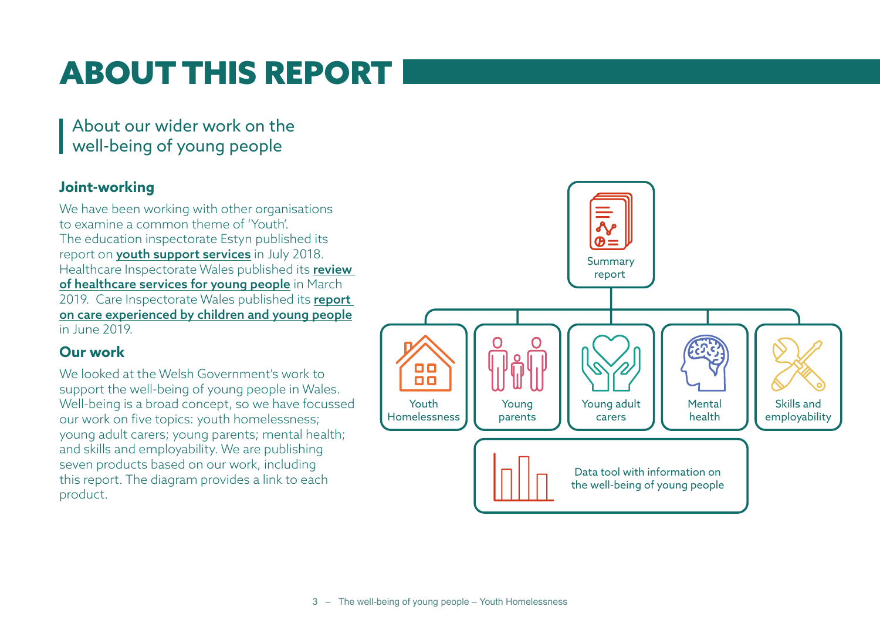# ABOUT THIS REPORT

## About our wider work on the well-being of young people

### Joint-working

We have been working with other organisations to examine a common theme of 'Youth'. The education inspectorate Estyn published its report on **youth support services** in July 2018. Healthcare Inspectorate Wales published its **review of healthcare services for young people** in March 2019. Care Inspectorate Wales published its **report on care experienced by children and young people** in June 2019.

### Our work

We looked at the Welsh Government's work to support the well-being of young people in Wales. Well-being is a broad concept, so we have focussed our work on five topics: youth homelessness; young adult carers; young parents; mental health; and skills and employability. We are publishing seven products based on our work, including this report. The diagram provides a link to each product.

Summary report

Youth Homelessness

Young parents

Young adult carers

Mental health

Skills and employability

Data tool with information on the well-being of young people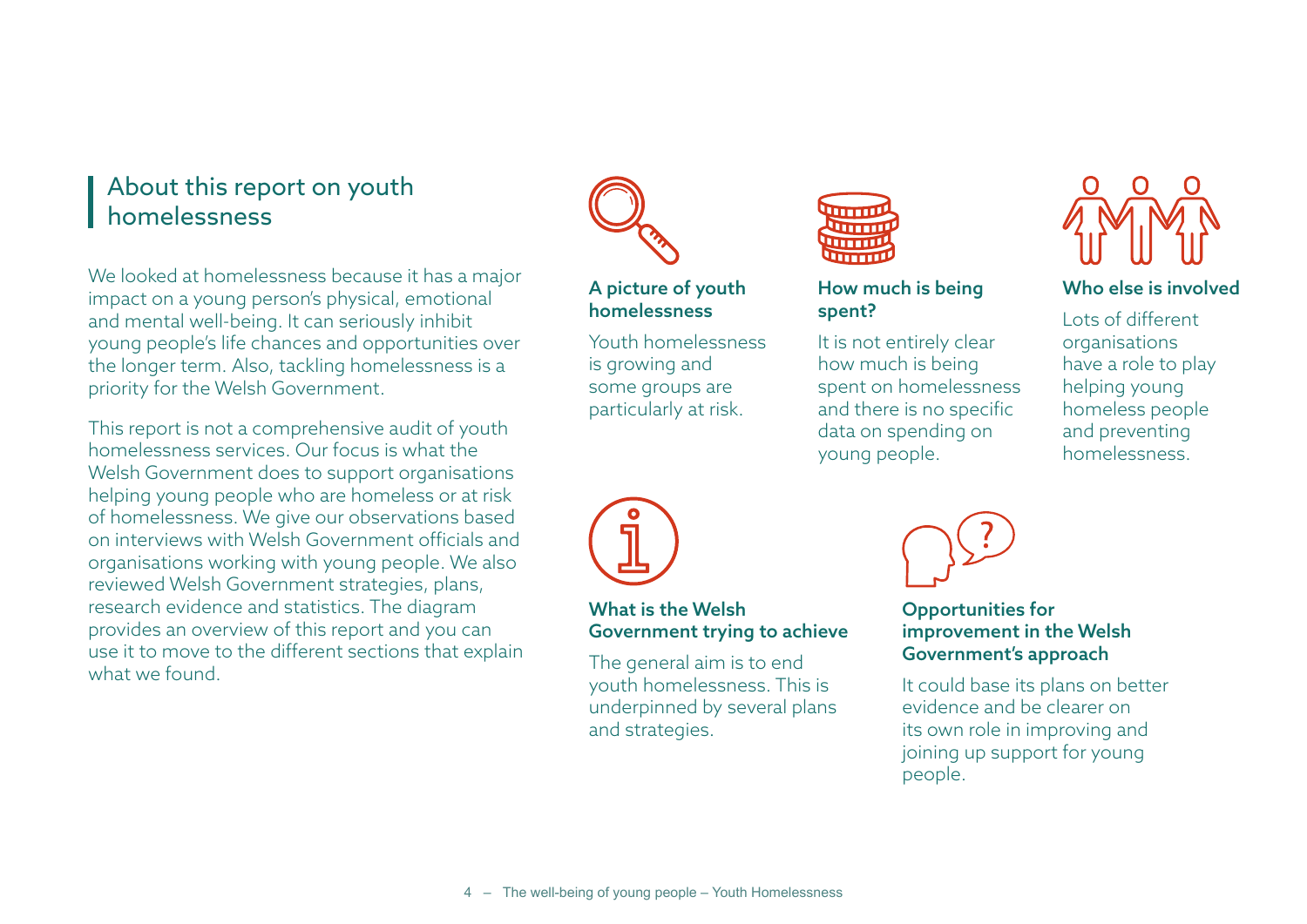## About this report on youth homelessness

We looked at homelessness because it has a major impact on a young person's physical, emotional and mental well-being. It can seriously inhibit young people's life chances and opportunities over the longer term. Also, tackling homelessness is a priority for the Welsh Government.

This report is not a comprehensive audit of youth homelessness services. Our focus is what the Welsh Government does to support organisations helping young people who are homeless or at risk of homelessness. We give our observations based on interviews with Welsh Government officials and organisations working with young people. We also reviewed Welsh Government strategies, plans, research evidence and statistics. The diagram provides an overview of this report and you can use it to move to the different sections that explain what we found.

**A picture of youth homelessness**

Youth homelessness is growing and some groups are particularly at risk.

**How much is being spent?**

It is not entirely clear how much is being spent on homelessness and there is no specific data on spending on young people.

**Who else is involved**

Lots of different organisations have a role to play helping young homeless people and preventing homelessness.

**What is the Welsh Government trying to achieve**

The general aim is to end youth homelessness. This is underpinned by several plans and strategies.

**Opportunities for improvement in the Welsh Government's approach**

It could base its plans on better evidence and be clearer on its own role in improving and joining up support for young people.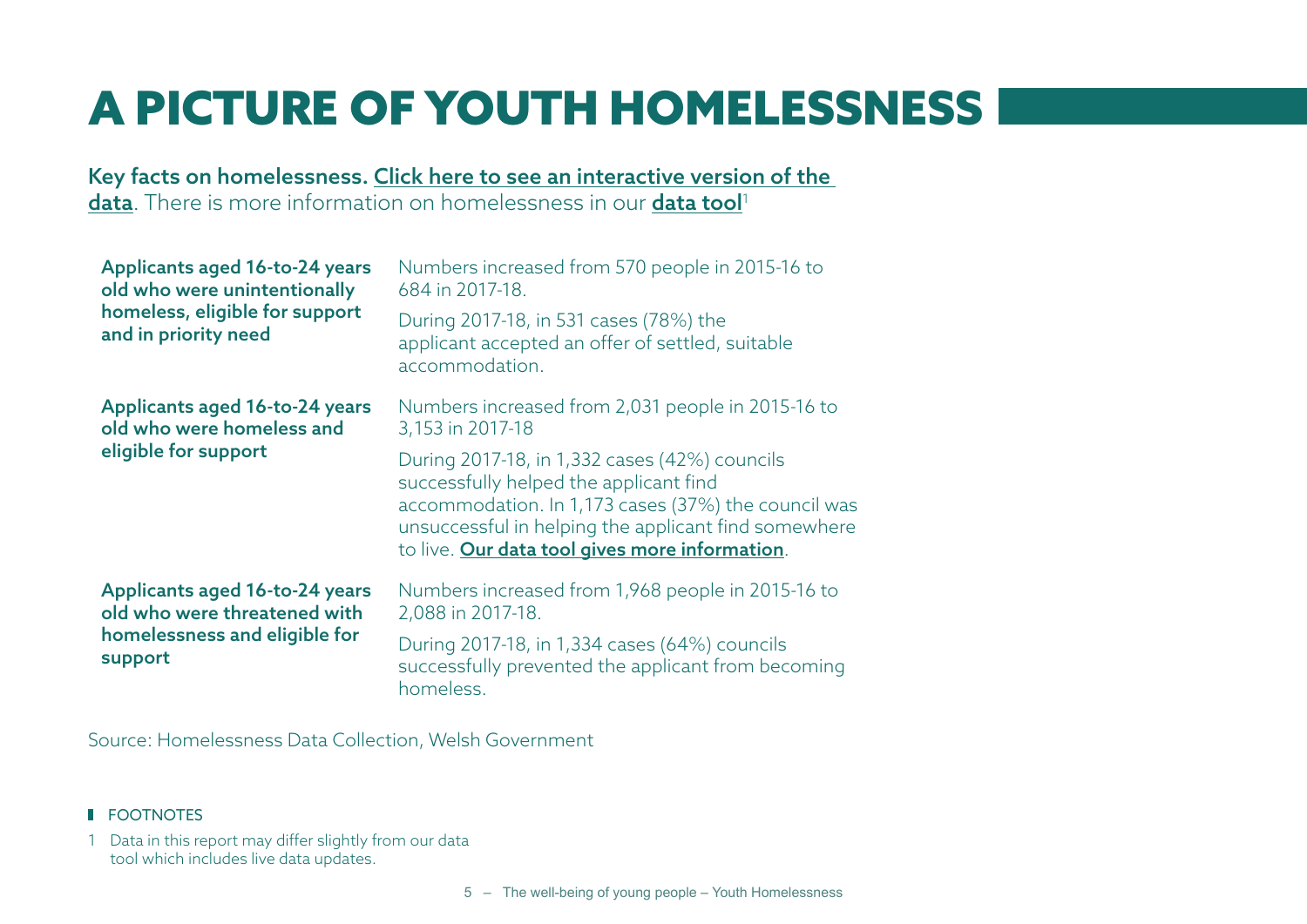# A PICTURE OF YOUTH HOMELESSNESS

**Key facts on homelessness. Click here to see an interactive version of the data**. There is more information on homelessness in our **data tool**[1]

| | |
|---|---|
| **Applicants aged 16-to-24 years old who were unintentionally homeless, eligible for support and in priority need** | Numbers increased from 570 people in 2015-16 to 684 in 2017-18.<br><br>During 2017-18, in 531 cases (78%) the applicant accepted an offer of settled, suitable accommodation. |
| **Applicants aged 16-to-24 years old who were homeless and eligible for support** | Numbers increased from 2,031 people in 2015-16 to 3,153 in 2017-18<br><br>During 2017-18, in 1,332 cases (42%) councils successfully helped the applicant find accommodation. In 1,173 cases (37%) the council was unsuccessful in helping the applicant find somewhere to live. **Our data tool gives more information**. |
| **Applicants aged 16-to-24 years old who were threatened with homelessness and eligible for support** | Numbers increased from 1,968 people in 2015-16 to 2,088 in 2017-18.<br><br>During 2017-18, in 1,334 cases (64%) councils successfully prevented the applicant from becoming homeless. |

Source: Homelessness Data Collection, Welsh Government

FOOTNOTES

1 Data in this report may differ slightly from our data tool which includes live data updates.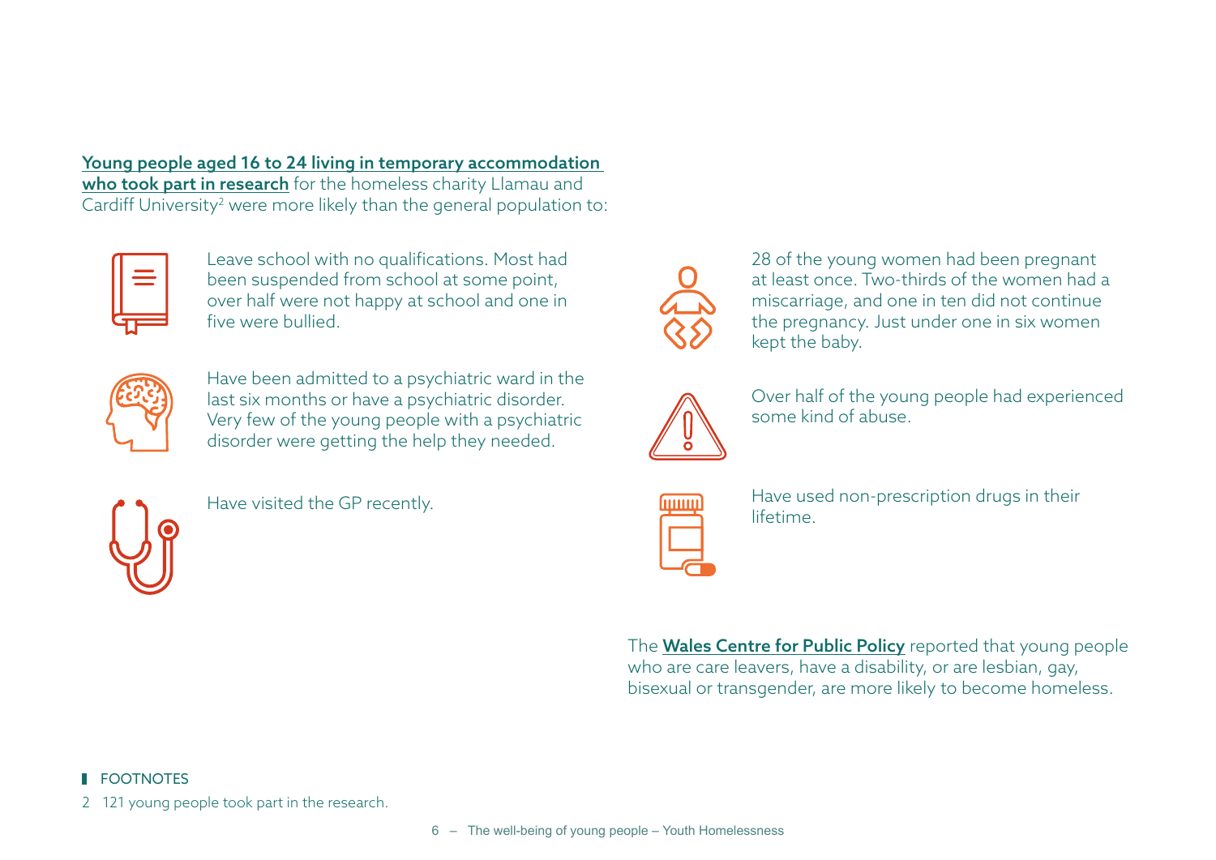[Young people aged 16 to 24 living in temporary accommodation who took part in research](#) for the homeless charity Llamau and Cardiff University[2] were more likely than the general population to:

- Leave school with no qualifications. Most had been suspended from school at some point, over half were not happy at school and one in five were bullied.
- Have been admitted to a psychiatric ward in the last six months or have a psychiatric disorder. Very few of the young people with a psychiatric disorder were getting the help they needed.
- Have visited the GP recently.
- 28 of the young women had been pregnant at least once. Two-thirds of the women had a miscarriage, and one in ten did not continue the pregnancy. Just under one in six women kept the baby.
- Over half of the young people had experienced some kind of abuse.
- Have used non-prescription drugs in their lifetime.

The **Wales Centre for Public Policy** reported that young people who are care leavers, have a disability, or are lesbian, gay, bisexual or transgender, are more likely to become homeless.

FOOTNOTES

2 121 young people took part in the research.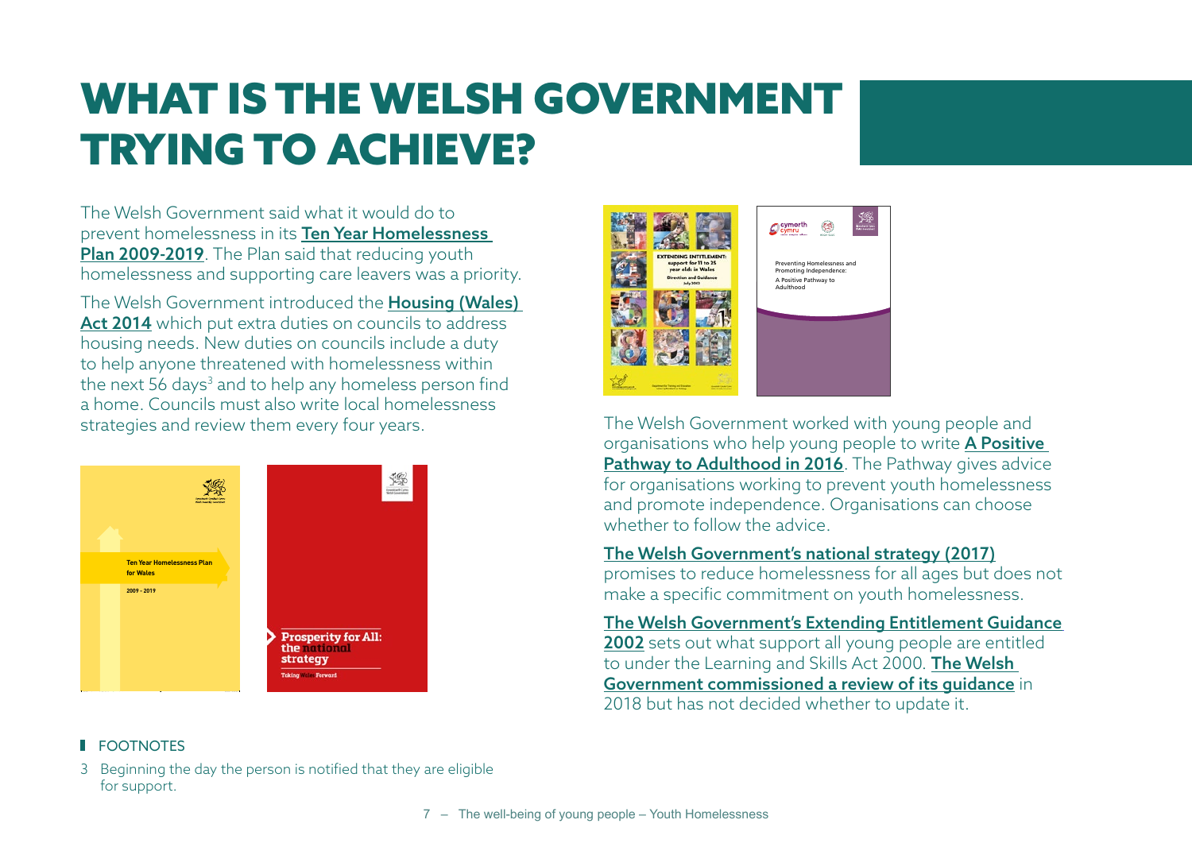# WHAT IS THE WELSH GOVERNMENT TRYING TO ACHIEVE?

The Welsh Government said what it would do to prevent homelessness in its **Ten Year Homelessness Plan 2009-2019**. The Plan said that reducing youth homelessness and supporting care leavers was a priority.

The Welsh Government introduced the **Housing (Wales) Act 2014** which put extra duties on councils to address housing needs. New duties on councils include a duty to help anyone threatened with homelessness within the next 56 days[3] and to help any homeless person find a home. Councils must also write local homelessness strategies and review them every four years.

The Welsh Government worked with young people and organisations who help young people to write **A Positive Pathway to Adulthood in 2016**. The Pathway gives advice for organisations working to prevent youth homelessness and promote independence. Organisations can choose whether to follow the advice.

**The Welsh Government's national strategy (2017)** promises to reduce homelessness for all ages but does not make a specific commitment on youth homelessness.

**The Welsh Government's Extending Entitlement Guidance 2002** sets out what support all young people are entitled to under the Learning and Skills Act 2000. **The Welsh Government commissioned a review of its guidance** in 2018 but has not decided whether to update it.

FOOTNOTES

3 Beginning the day the person is notified that they are eligible for support.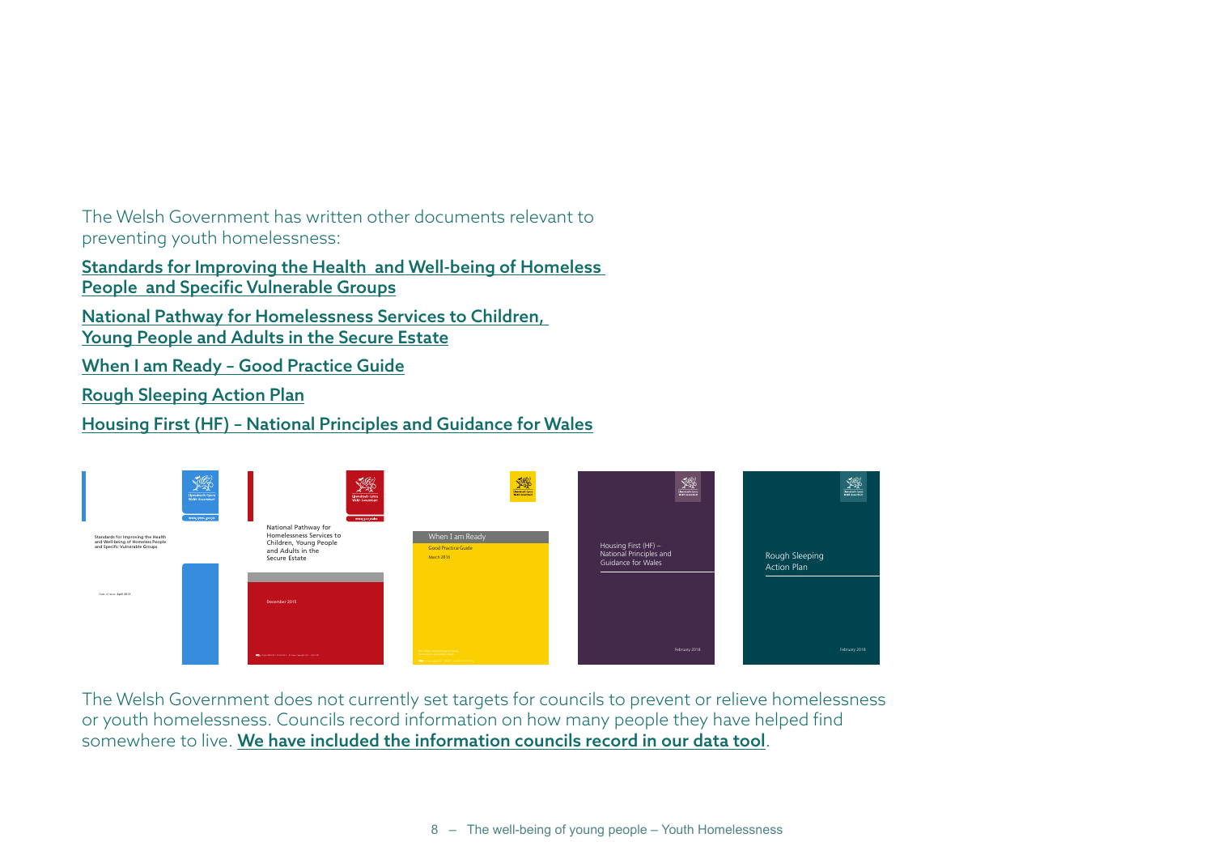The Welsh Government has written other documents relevant to preventing youth homelessness:

Standards for Improving the Health and Well-being of Homeless People and Specific Vulnerable Groups

National Pathway for Homelessness Services to Children, Young People and Adults in the Secure Estate

When I am Ready – Good Practice Guide

Rough Sleeping Action Plan

Housing First (HF) – National Principles and Guidance for Wales

The Welsh Government does not currently set targets for councils to prevent or relieve homelessness or youth homelessness. Councils record information on how many people they have helped find somewhere to live. **We have included the information councils record in our data tool**.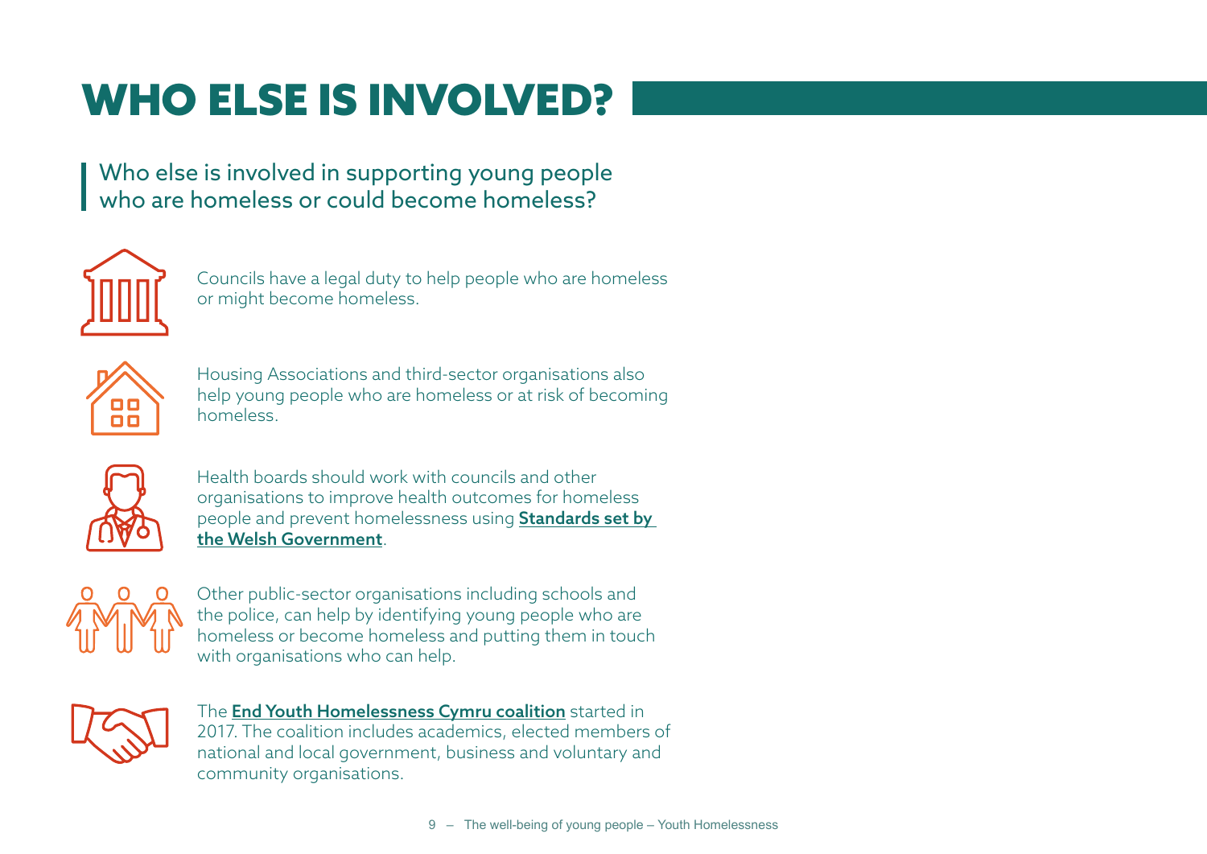# WHO ELSE IS INVOLVED?

Who else is involved in supporting young people who are homeless or could become homeless?

Councils have a legal duty to help people who are homeless or might become homeless.

Housing Associations and third-sector organisations also help young people who are homeless or at risk of becoming homeless.

Health boards should work with councils and other organisations to improve health outcomes for homeless people and prevent homelessness using **Standards set by the Welsh Government**.

Other public-sector organisations including schools and the police, can help by identifying young people who are homeless or become homeless and putting them in touch with organisations who can help.

The **End Youth Homelessness Cymru coalition** started in 2017. The coalition includes academics, elected members of national and local government, business and voluntary and community organisations.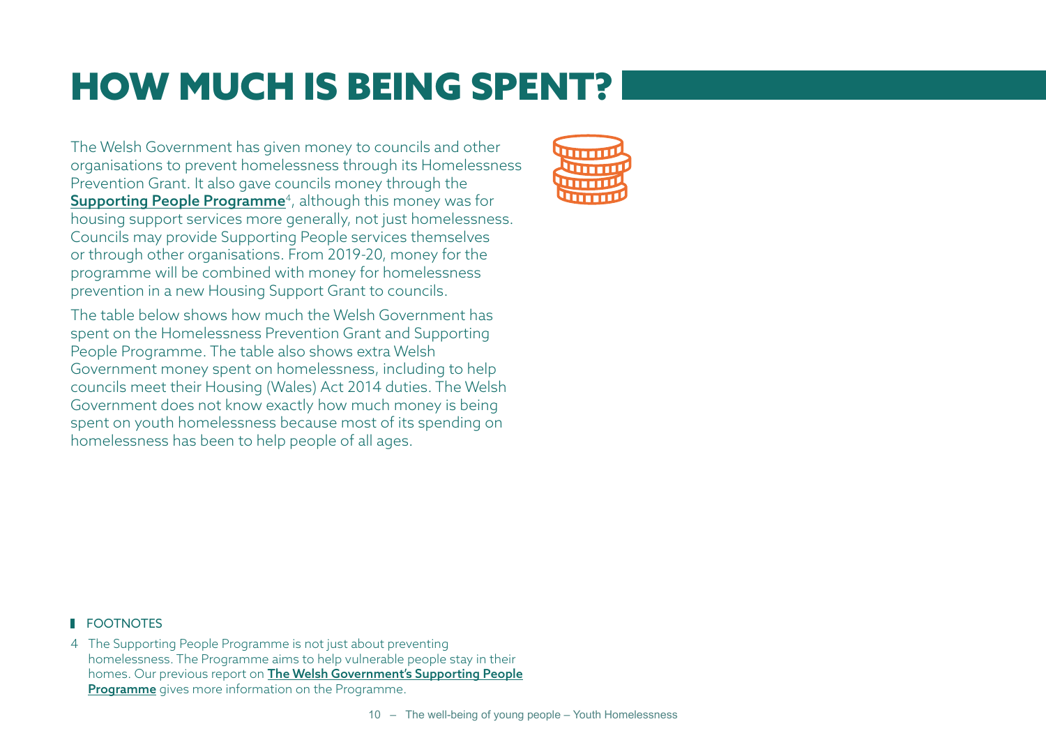# HOW MUCH IS BEING SPENT?

The Welsh Government has given money to councils and other organisations to prevent homelessness through its Homelessness Prevention Grant. It also gave councils money through the **Supporting People Programme**[4], although this money was for housing support services more generally, not just homelessness. Councils may provide Supporting People services themselves or through other organisations. From 2019-20, money for the programme will be combined with money for homelessness prevention in a new Housing Support Grant to councils.

The table below shows how much the Welsh Government has spent on the Homelessness Prevention Grant and Supporting People Programme. The table also shows extra Welsh Government money spent on homelessness, including to help councils meet their Housing (Wales) Act 2014 duties. The Welsh Government does not know exactly how much money is being spent on youth homelessness because most of its spending on homelessness has been to help people of all ages.

FOOTNOTES

4 The Supporting People Programme is not just about preventing homelessness. The Programme aims to help vulnerable people stay in their homes. Our previous report on **The Welsh Government's Supporting People Programme** gives more information on the Programme.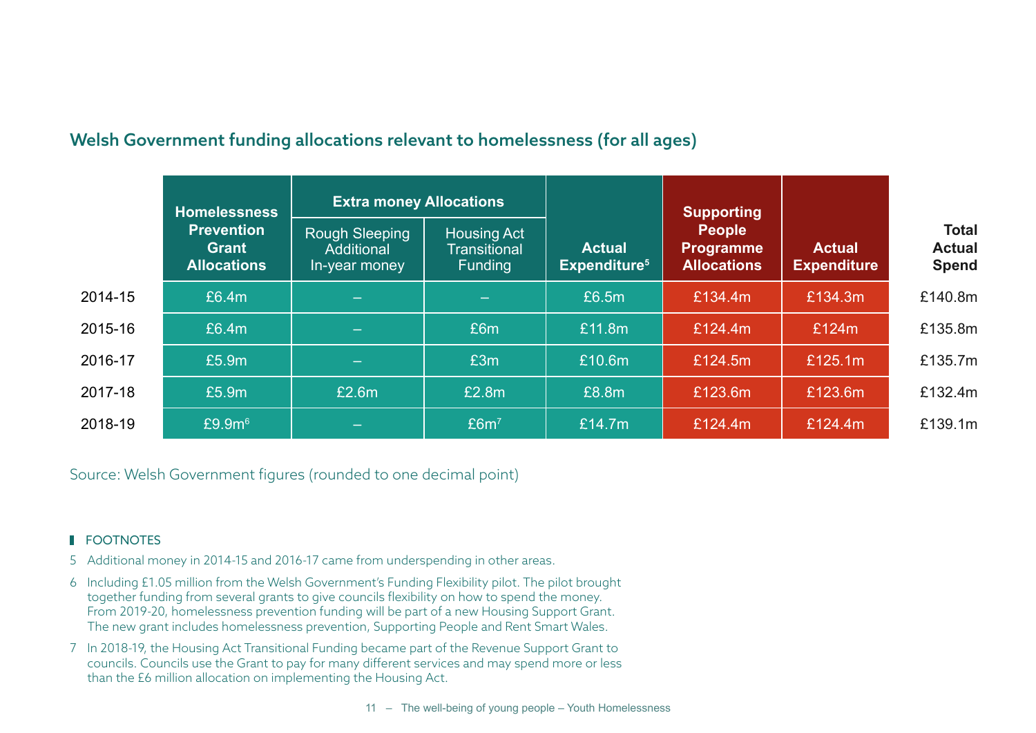## Welsh Government funding allocations relevant to homelessness (for all ages)

| | Homelessness Prevention Grant Allocations | Extra money Allocations | | Actual Expenditure[5] | Supporting People Programme Allocations | Actual Expenditure | Total Actual Spend |
|---|---|---|---|---|---|---|---|
| | | Rough Sleeping Additional In-year money | Housing Act Transitional Funding | | | | |
| 2014-15 | £6.4m | – | – | £6.5m | £134.4m | £134.3m | £140.8m |
| 2015-16 | £6.4m | – | £6m | £11.8m | £124.4m | £124m | £135.8m |
| 2016-17 | £5.9m | – | £3m | £10.6m | £124.5m | £125.1m | £135.7m |
| 2017-18 | £5.9m | £2.6m | £2.8m | £8.8m | £123.6m | £123.6m | £132.4m |
| 2018-19 | £9.9m[6] | – | £6m[7] | £14.7m | £124.4m | £124.4m | £139.1m |

Source: Welsh Government figures (rounded to one decimal point)

**FOOTNOTES**

5 Additional money in 2014-15 and 2016-17 came from underspending in other areas.

6 Including £1.05 million from the Welsh Government's Funding Flexibility pilot. The pilot brought together funding from several grants to give councils flexibility on how to spend the money. From 2019-20, homelessness prevention funding will be part of a new Housing Support Grant. The new grant includes homelessness prevention, Supporting People and Rent Smart Wales.

7 In 2018-19, the Housing Act Transitional Funding became part of the Revenue Support Grant to councils. Councils use the Grant to pay for many different services and may spend more or less than the £6 million allocation on implementing the Housing Act.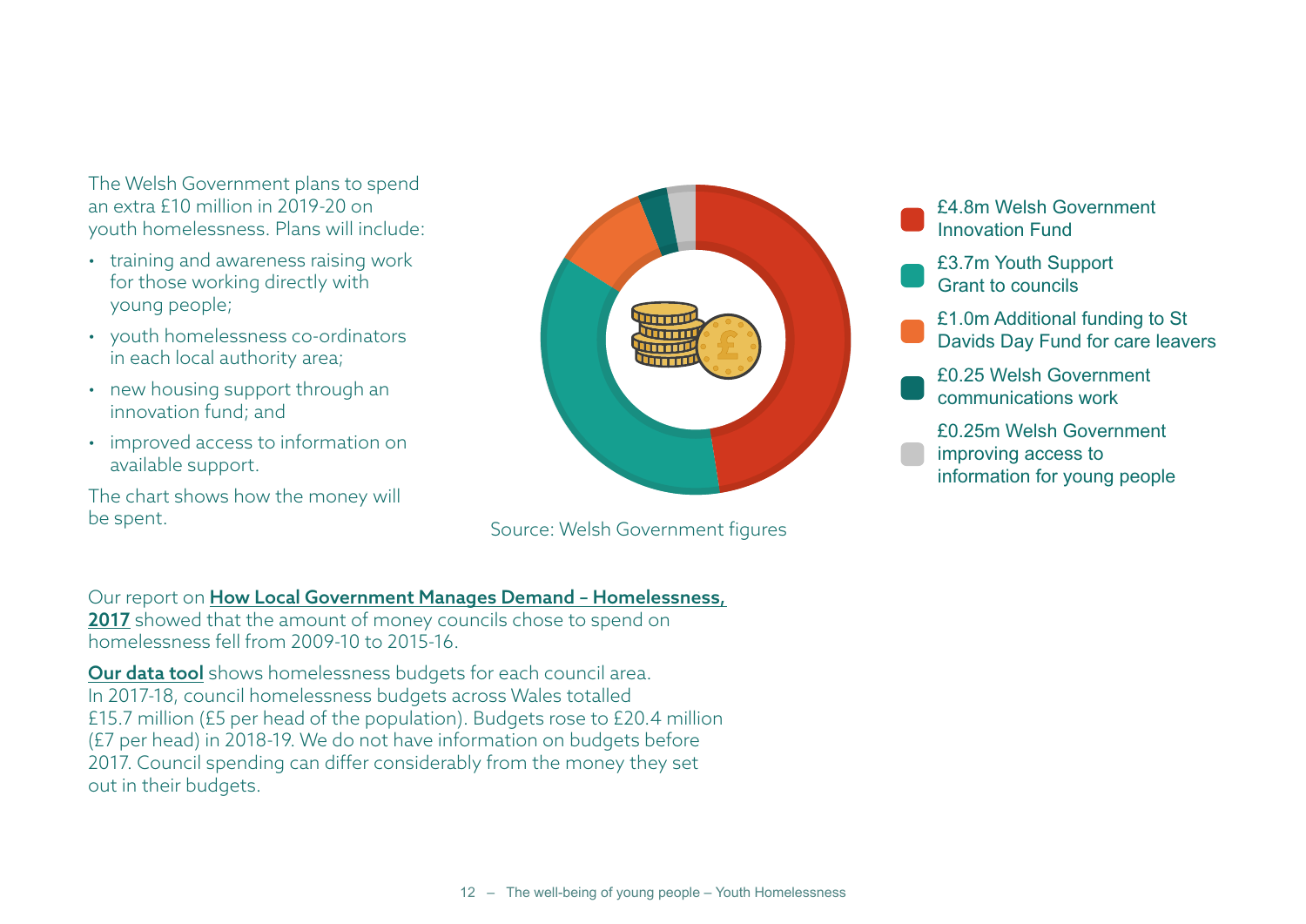The Welsh Government plans to spend an extra £10 million in 2019-20 on youth homelessness. Plans will include:

- training and awareness raising work for those working directly with young people;
- youth homelessness co-ordinators in each local authority area;
- new housing support through an innovation fund; and
- improved access to information on available support.

The chart shows how the money will be spent.

- £4.8m Welsh Government Innovation Fund
- £3.7m Youth Support Grant to councils
- £1.0m Additional funding to St Davids Day Fund for care leavers
- £0.25 Welsh Government communications work
- £0.25m Welsh Government improving access to information for young people

Source: Welsh Government figures

Our report on **How Local Government Manages Demand – Homelessness, 2017** showed that the amount of money councils chose to spend on homelessness fell from 2009-10 to 2015-16.

**Our data tool** shows homelessness budgets for each council area. In 2017-18, council homelessness budgets across Wales totalled £15.7 million (£5 per head of the population). Budgets rose to £20.4 million (£7 per head) in 2018-19. We do not have information on budgets before 2017. Council spending can differ considerably from the money they set out in their budgets.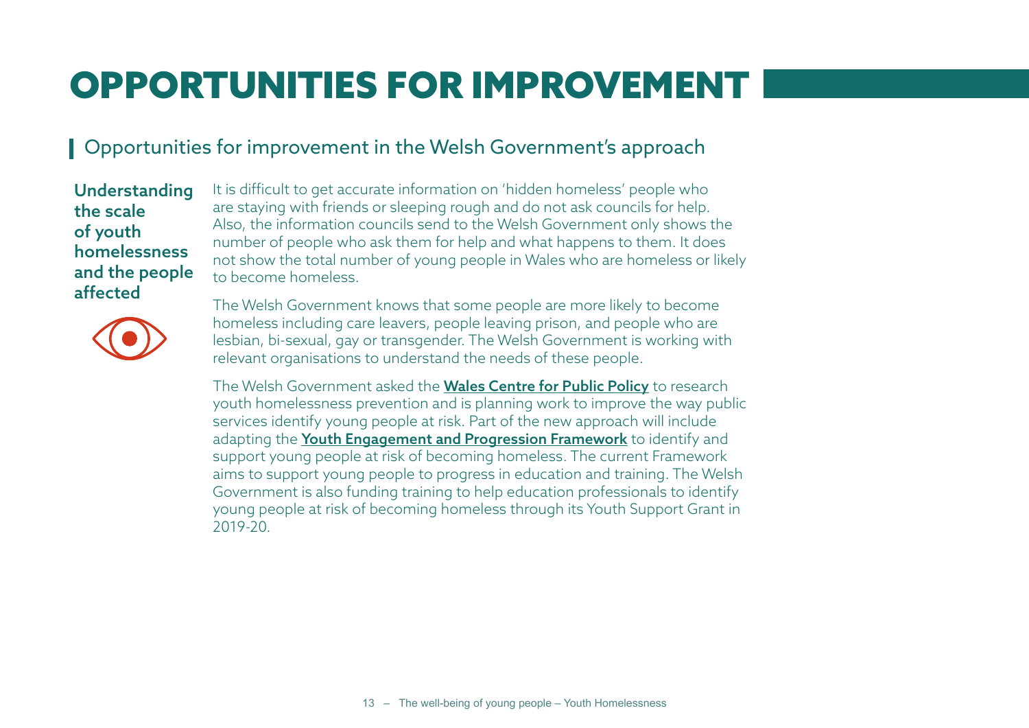# OPPORTUNITIES FOR IMPROVEMENT

## Opportunities for improvement in the Welsh Government's approach

### Understanding the scale of youth homelessness and the people affected

It is difficult to get accurate information on 'hidden homeless' people who are staying with friends or sleeping rough and do not ask councils for help. Also, the information councils send to the Welsh Government only shows the number of people who ask them for help and what happens to them. It does not show the total number of young people in Wales who are homeless or likely to become homeless.

The Welsh Government knows that some people are more likely to become homeless including care leavers, people leaving prison, and people who are lesbian, bi-sexual, gay or transgender. The Welsh Government is working with relevant organisations to understand the needs of these people.

The Welsh Government asked the **Wales Centre for Public Policy** to research youth homelessness prevention and is planning work to improve the way public services identify young people at risk. Part of the new approach will include adapting the **Youth Engagement and Progression Framework** to identify and support young people at risk of becoming homeless. The current Framework aims to support young people to progress in education and training. The Welsh Government is also funding training to help education professionals to identify young people at risk of becoming homeless through its Youth Support Grant in 2019-20.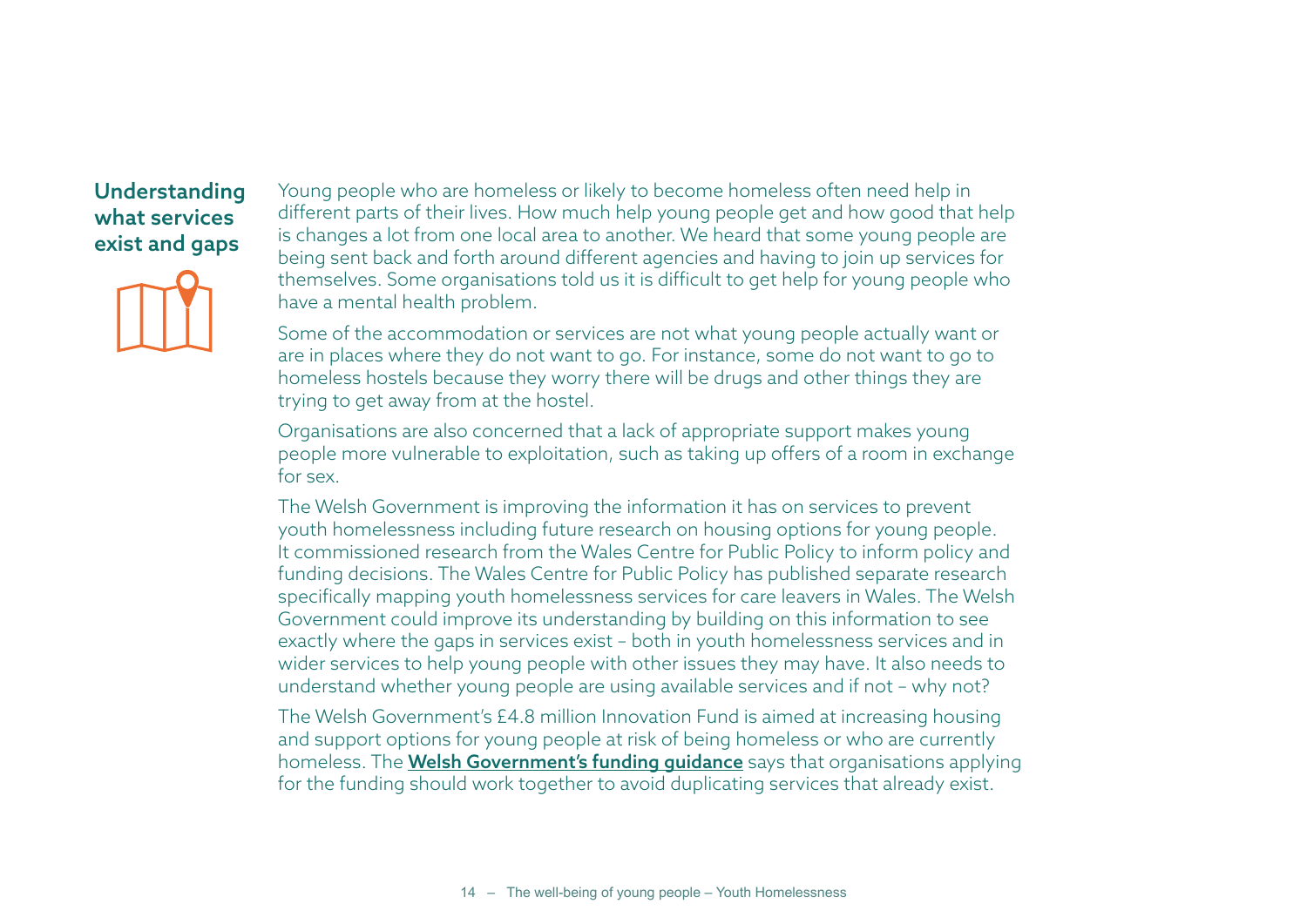## Understanding what services exist and gaps

Young people who are homeless or likely to become homeless often need help in different parts of their lives. How much help young people get and how good that help is changes a lot from one local area to another. We heard that some young people are being sent back and forth around different agencies and having to join up services for themselves. Some organisations told us it is difficult to get help for young people who have a mental health problem.

Some of the accommodation or services are not what young people actually want or are in places where they do not want to go. For instance, some do not want to go to homeless hostels because they worry there will be drugs and other things they are trying to get away from at the hostel.

Organisations are also concerned that a lack of appropriate support makes young people more vulnerable to exploitation, such as taking up offers of a room in exchange for sex.

The Welsh Government is improving the information it has on services to prevent youth homelessness including future research on housing options for young people. It commissioned research from the Wales Centre for Public Policy to inform policy and funding decisions. The Wales Centre for Public Policy has published separate research specifically mapping youth homelessness services for care leavers in Wales. The Welsh Government could improve its understanding by building on this information to see exactly where the gaps in services exist – both in youth homelessness services and in wider services to help young people with other issues they may have. It also needs to understand whether young people are using available services and if not – why not?

The Welsh Government's £4.8 million Innovation Fund is aimed at increasing housing and support options for young people at risk of being homeless or who are currently homeless. The **Welsh Government's funding guidance** says that organisations applying for the funding should work together to avoid duplicating services that already exist.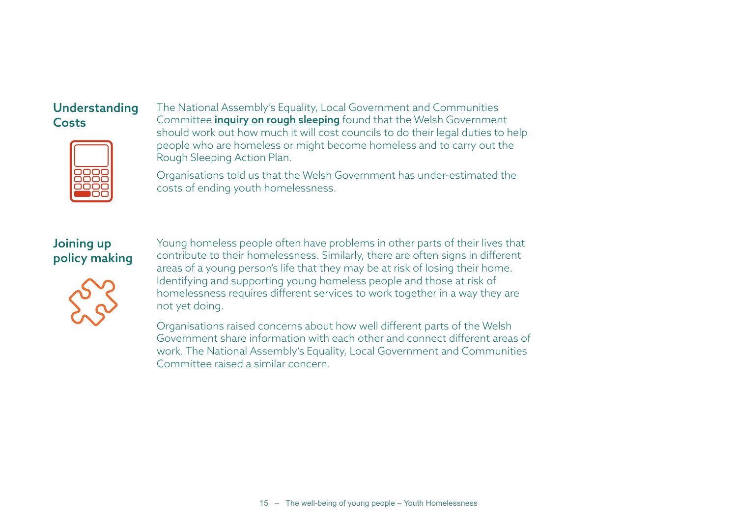## Understanding Costs

The National Assembly's Equality, Local Government and Communities Committee **inquiry on rough sleeping** found that the Welsh Government should work out how much it will cost councils to do their legal duties to help people who are homeless or might become homeless and to carry out the Rough Sleeping Action Plan.

Organisations told us that the Welsh Government has under-estimated the costs of ending youth homelessness.

## Joining up policy making

Young homeless people often have problems in other parts of their lives that contribute to their homelessness. Similarly, there are often signs in different areas of a young person's life that they may be at risk of losing their home. Identifying and supporting young homeless people and those at risk of homelessness requires different services to work together in a way they are not yet doing.

Organisations raised concerns about how well different parts of the Welsh Government share information with each other and connect different areas of work. The National Assembly's Equality, Local Government and Communities Committee raised a similar concern.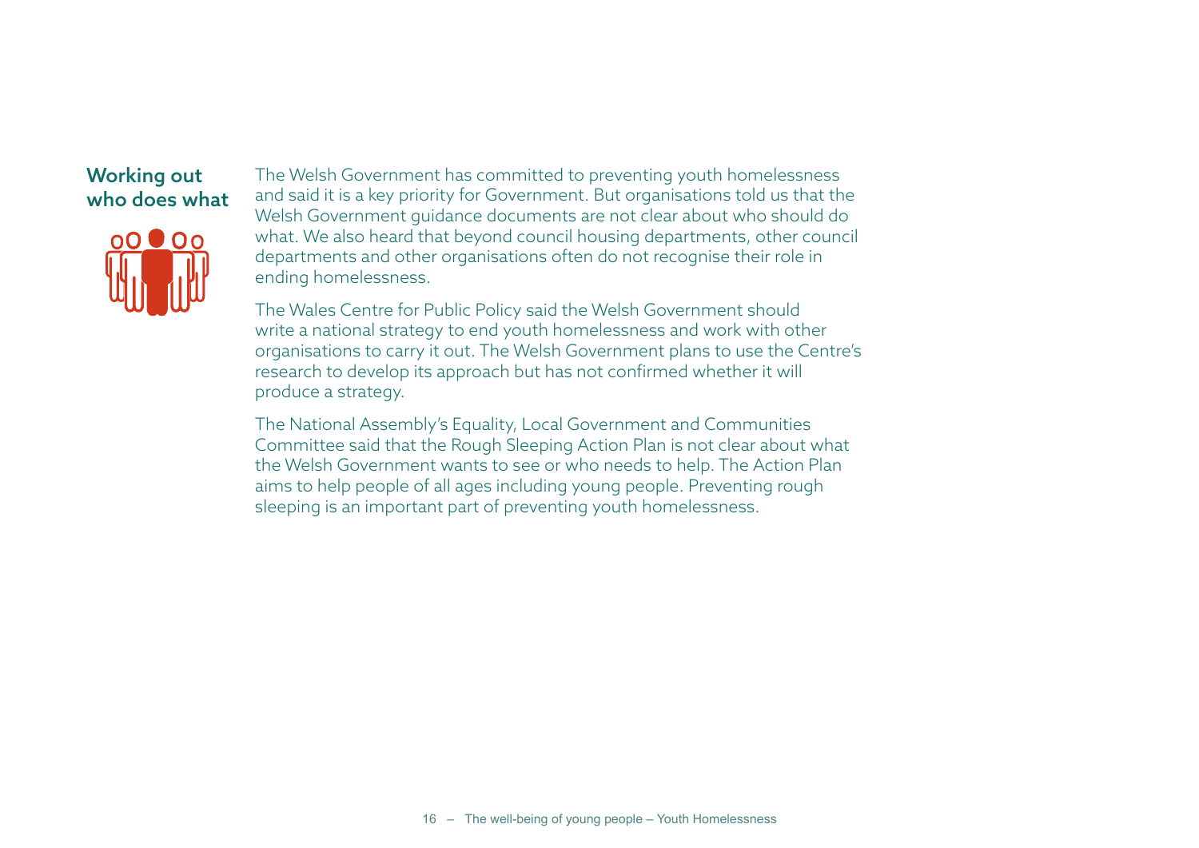## Working out who does what

The Welsh Government has committed to preventing youth homelessness and said it is a key priority for Government. But organisations told us that the Welsh Government guidance documents are not clear about who should do what. We also heard that beyond council housing departments, other council departments and other organisations often do not recognise their role in ending homelessness.

The Wales Centre for Public Policy said the Welsh Government should write a national strategy to end youth homelessness and work with other organisations to carry it out. The Welsh Government plans to use the Centre's research to develop its approach but has not confirmed whether it will produce a strategy.

The National Assembly's Equality, Local Government and Communities Committee said that the Rough Sleeping Action Plan is not clear about what the Welsh Government wants to see or who needs to help. The Action Plan aims to help people of all ages including young people. Preventing rough sleeping is an important part of preventing youth homelessness.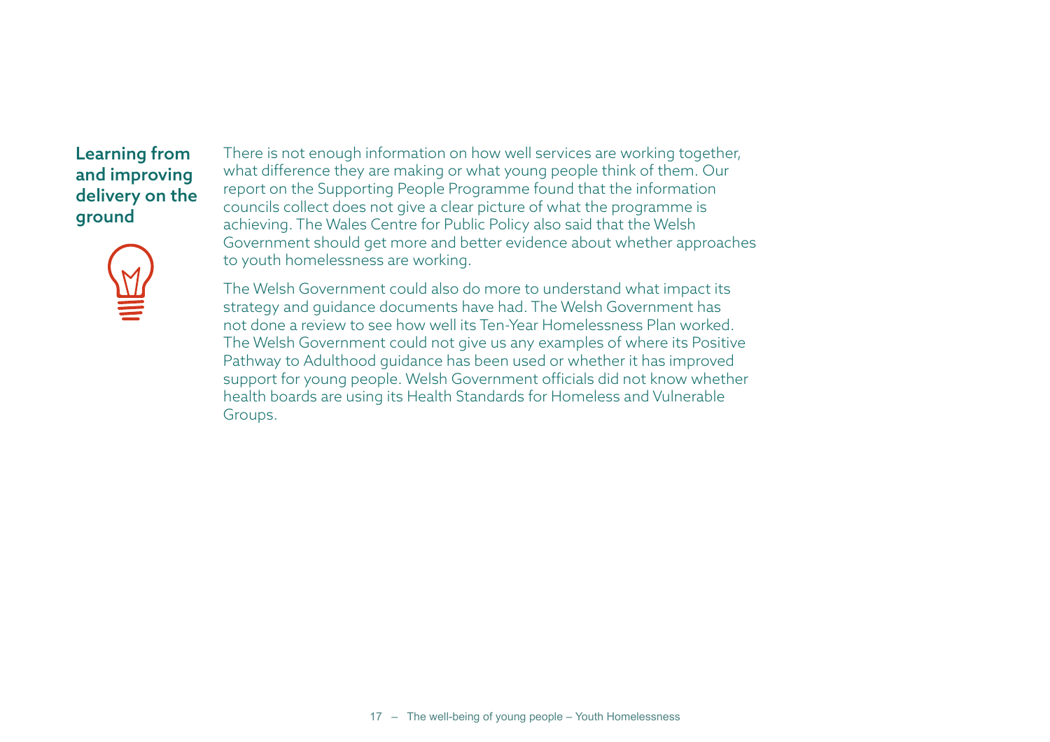## Learning from and improving delivery on the ground

There is not enough information on how well services are working together, what difference they are making or what young people think of them. Our report on the Supporting People Programme found that the information councils collect does not give a clear picture of what the programme is achieving. The Wales Centre for Public Policy also said that the Welsh Government should get more and better evidence about whether approaches to youth homelessness are working.

The Welsh Government could also do more to understand what impact its strategy and guidance documents have had. The Welsh Government has not done a review to see how well its Ten-Year Homelessness Plan worked. The Welsh Government could not give us any examples of where its Positive Pathway to Adulthood guidance has been used or whether it has improved support for young people. Welsh Government officials did not know whether health boards are using its Health Standards for Homeless and Vulnerable Groups.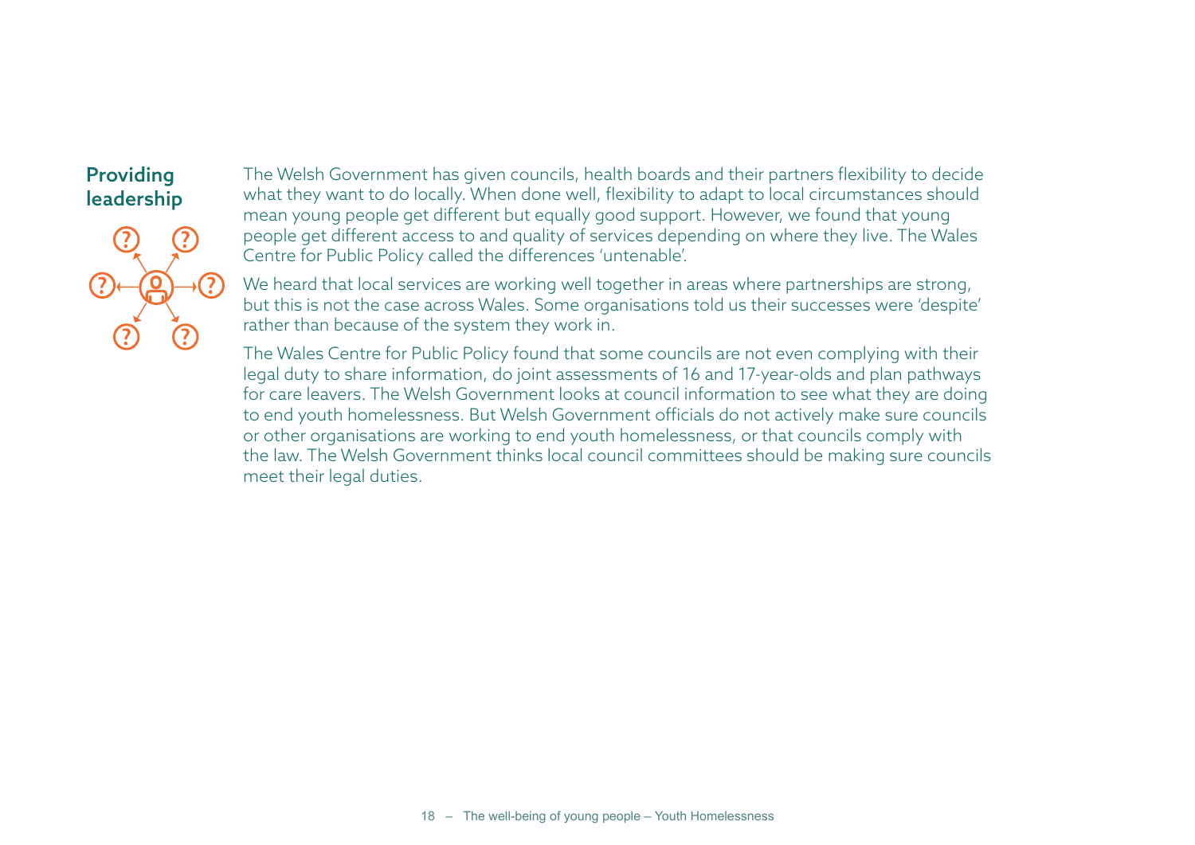## Providing leadership

The Welsh Government has given councils, health boards and their partners flexibility to decide what they want to do locally. When done well, flexibility to adapt to local circumstances should mean young people get different but equally good support. However, we found that young people get different access to and quality of services depending on where they live. The Wales Centre for Public Policy called the differences 'untenable'.

We heard that local services are working well together in areas where partnerships are strong, but this is not the case across Wales. Some organisations told us their successes were 'despite' rather than because of the system they work in.

The Wales Centre for Public Policy found that some councils are not even complying with their legal duty to share information, do joint assessments of 16 and 17-year-olds and plan pathways for care leavers. The Welsh Government looks at council information to see what they are doing to end youth homelessness. But Welsh Government officials do not actively make sure councils or other organisations are working to end youth homelessness, or that councils comply with the law. The Welsh Government thinks local council committees should be making sure councils meet their legal duties.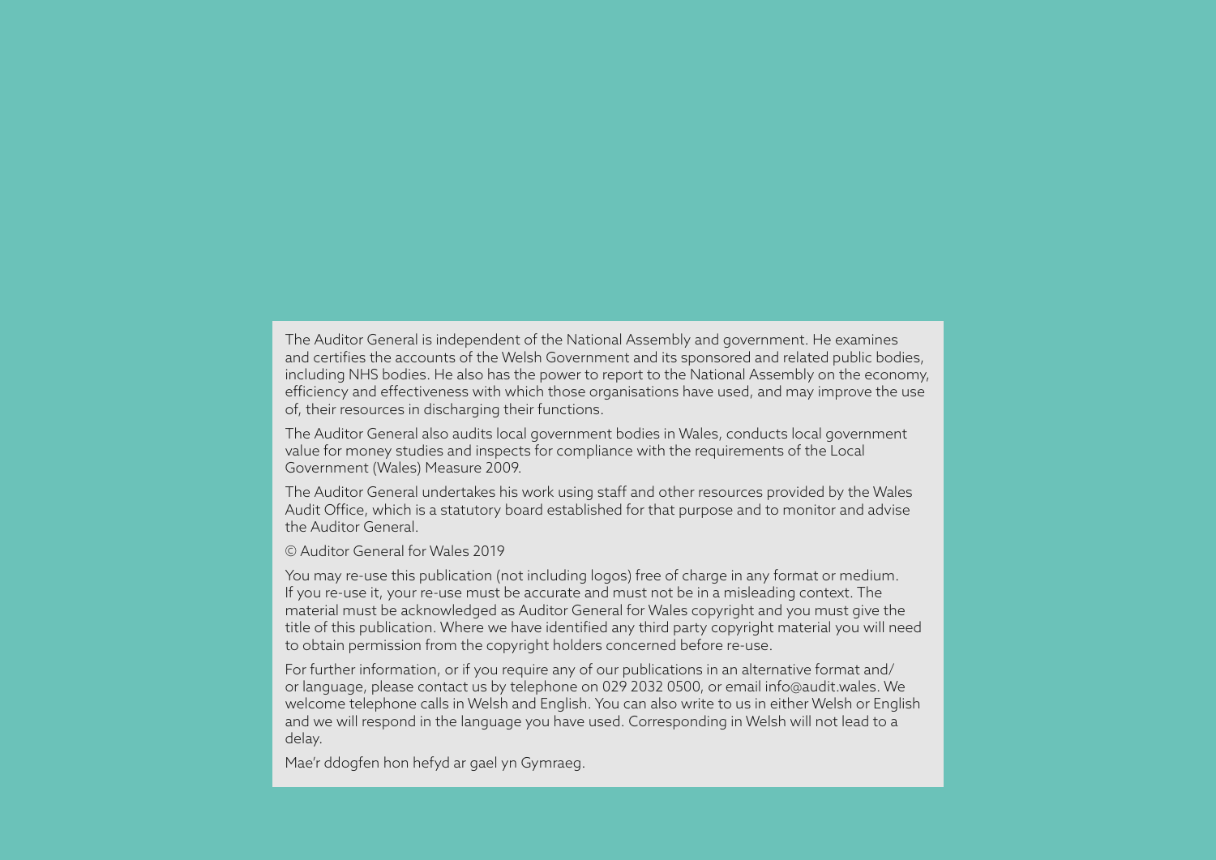The Auditor General is independent of the National Assembly and government. He examines and certifies the accounts of the Welsh Government and its sponsored and related public bodies, including NHS bodies. He also has the power to report to the National Assembly on the economy, efficiency and effectiveness with which those organisations have used, and may improve the use of, their resources in discharging their functions.

The Auditor General also audits local government bodies in Wales, conducts local government value for money studies and inspects for compliance with the requirements of the Local Government (Wales) Measure 2009.

The Auditor General undertakes his work using staff and other resources provided by the Wales Audit Office, which is a statutory board established for that purpose and to monitor and advise the Auditor General.

© Auditor General for Wales 2019

You may re-use this publication (not including logos) free of charge in any format or medium. If you re-use it, your re-use must be accurate and must not be in a misleading context. The material must be acknowledged as Auditor General for Wales copyright and you must give the title of this publication. Where we have identified any third party copyright material you will need to obtain permission from the copyright holders concerned before re-use.

For further information, or if you require any of our publications in an alternative format and/or language, please contact us by telephone on 029 2032 0500, or email info@audit.wales. We welcome telephone calls in Welsh and English. You can also write to us in either Welsh or English and we will respond in the language you have used. Corresponding in Welsh will not lead to a delay.

Mae'r ddogfen hon hefyd ar gael yn Gymraeg.